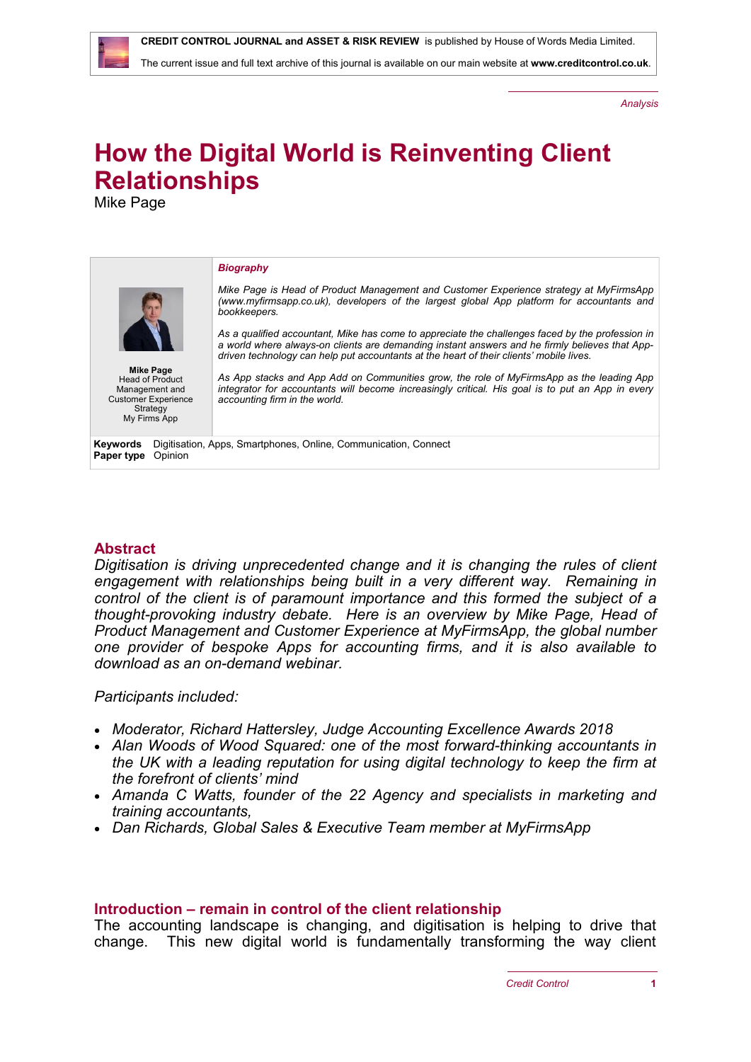CREDIT CONTROL JOURNAL and ASSET & RISK REVIEW is published by House of Words Media Limited.

The current issue and full text archive of this journal is available on our main website at **www.creditcontrol.co.uk**.

*Analysis*

# How the Digital World is Reinventing Client Relationships

Mike Page

**Mike Page**
Head of Product Management and Customer Experience Strategy
My Firms App

***Biography***

*Mike Page is Head of Product Management and Customer Experience strategy at MyFirmsApp (www.myfirmsapp.co.uk), developers of the largest global App platform for accountants and bookkeepers.*

*As a qualified accountant, Mike has come to appreciate the challenges faced by the profession in a world where always-on clients are demanding instant answers and he firmly believes that App-driven technology can help put accountants at the heart of their clients' mobile lives.*

*As App stacks and App Add on Communities grow, the role of MyFirmsApp as the leading App integrator for accountants will become increasingly critical. His goal is to put an App in every accounting firm in the world.*

**Keywords** Digitisation, Apps, Smartphones, Online, Communication, Connect
**Paper type** Opinion

## Abstract

*Digitisation is driving unprecedented change and it is changing the rules of client engagement with relationships being built in a very different way. Remaining in control of the client is of paramount importance and this formed the subject of a thought-provoking industry debate. Here is an overview by Mike Page, Head of Product Management and Customer Experience at MyFirmsApp, the global number one provider of bespoke Apps for accounting firms, and it is also available to download as an on-demand webinar.*

*Participants included:*

- *Moderator, Richard Hattersley, Judge Accounting Excellence Awards 2018*
- *Alan Woods of Wood Squared: one of the most forward-thinking accountants in the UK with a leading reputation for using digital technology to keep the firm at the forefront of clients' mind*
- *Amanda C Watts, founder of the 22 Agency and specialists in marketing and training accountants,*
- *Dan Richards, Global Sales & Executive Team member at MyFirmsApp*

## Introduction – remain in control of the client relationship

The accounting landscape is changing, and digitisation is helping to drive that change. This new digital world is fundamentally transforming the way client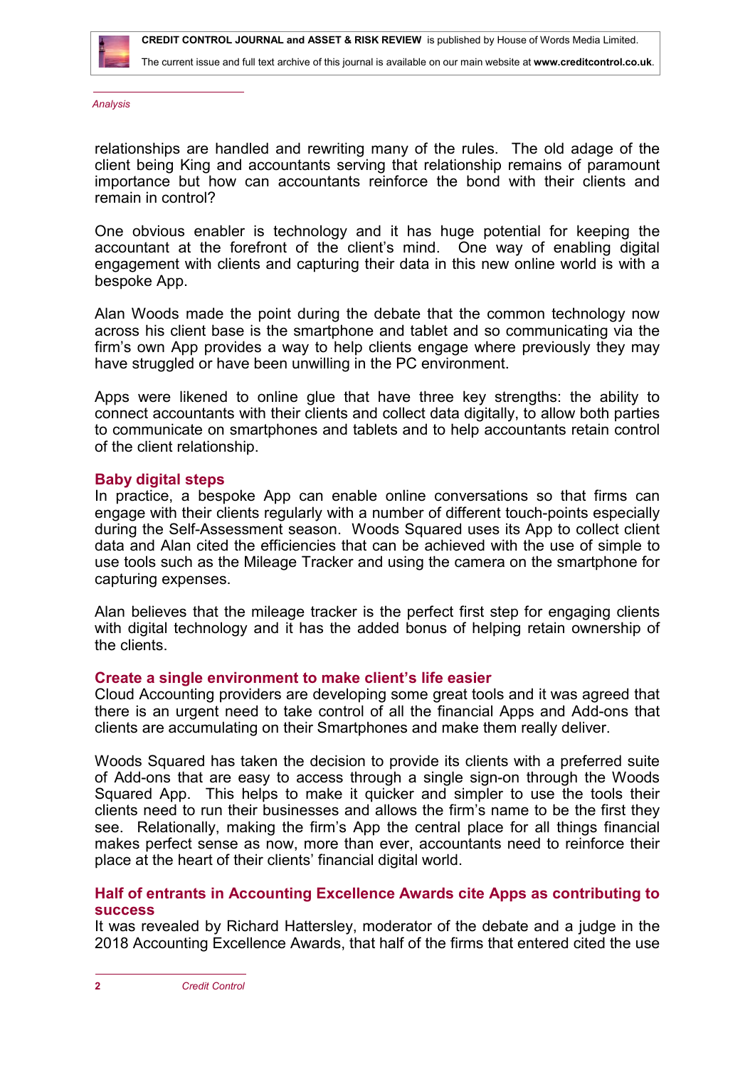relationships are handled and rewriting many of the rules. The old adage of the client being King and accountants serving that relationship remains of paramount importance but how can accountants reinforce the bond with their clients and remain in control?

One obvious enabler is technology and it has huge potential for keeping the accountant at the forefront of the client's mind. One way of enabling digital engagement with clients and capturing their data in this new online world is with a bespoke App.

Alan Woods made the point during the debate that the common technology now across his client base is the smartphone and tablet and so communicating via the firm's own App provides a way to help clients engage where previously they may have struggled or have been unwilling in the PC environment.

Apps were likened to online glue that have three key strengths: the ability to connect accountants with their clients and collect data digitally, to allow both parties to communicate on smartphones and tablets and to help accountants retain control of the client relationship.

## Baby digital steps

In practice, a bespoke App can enable online conversations so that firms can engage with their clients regularly with a number of different touch-points especially during the Self-Assessment season. Woods Squared uses its App to collect client data and Alan cited the efficiencies that can be achieved with the use of simple to use tools such as the Mileage Tracker and using the camera on the smartphone for capturing expenses.

Alan believes that the mileage tracker is the perfect first step for engaging clients with digital technology and it has the added bonus of helping retain ownership of the clients.

## Create a single environment to make client's life easier

Cloud Accounting providers are developing some great tools and it was agreed that there is an urgent need to take control of all the financial Apps and Add-ons that clients are accumulating on their Smartphones and make them really deliver.

Woods Squared has taken the decision to provide its clients with a preferred suite of Add-ons that are easy to access through a single sign-on through the Woods Squared App. This helps to make it quicker and simpler to use the tools their clients need to run their businesses and allows the firm's name to be the first they see. Relationally, making the firm's App the central place for all things financial makes perfect sense as now, more than ever, accountants need to reinforce their place at the heart of their clients' financial digital world.

## Half of entrants in Accounting Excellence Awards cite Apps as contributing to success

It was revealed by Richard Hattersley, moderator of the debate and a judge in the 2018 Accounting Excellence Awards, that half of the firms that entered cited the use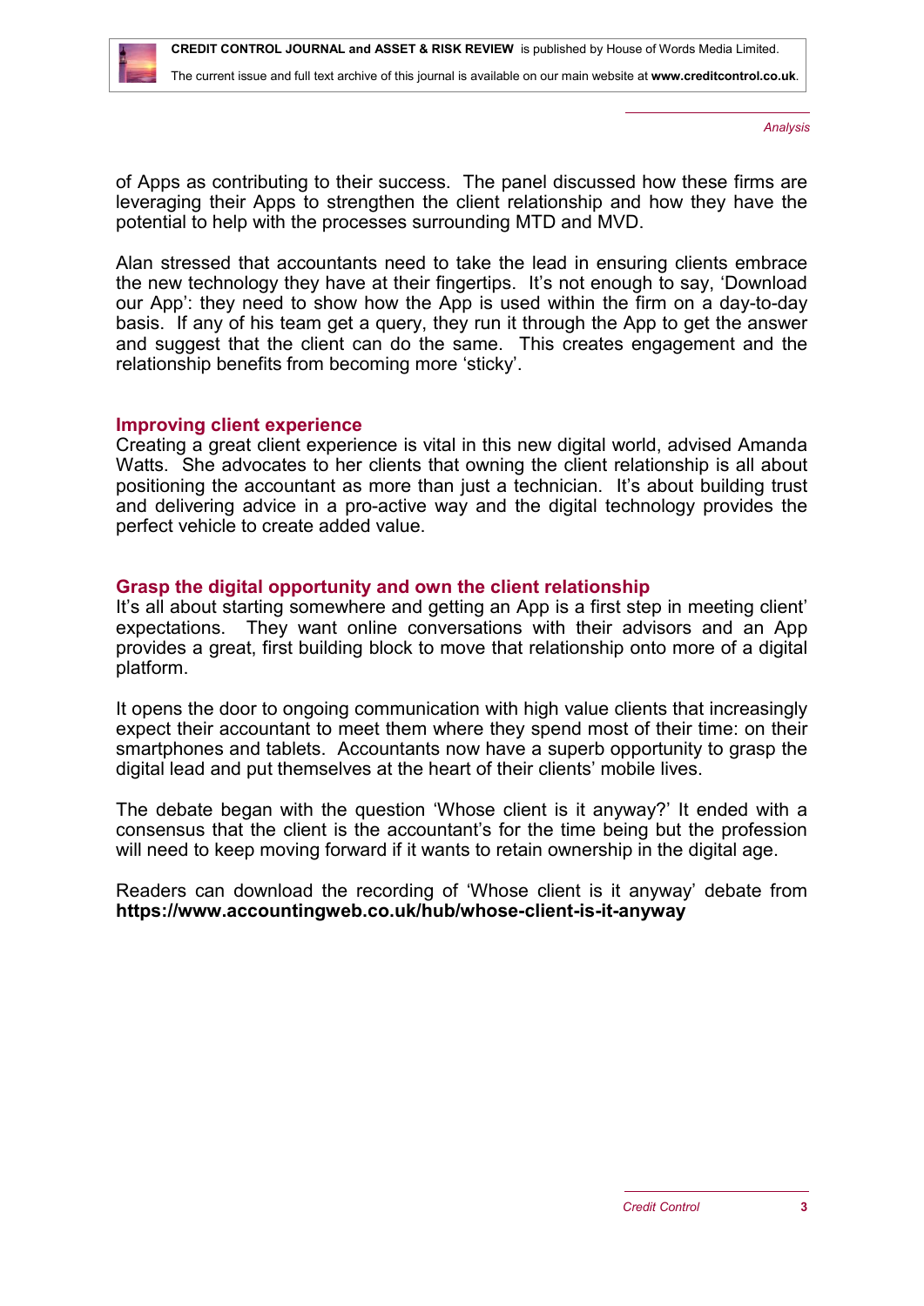of Apps as contributing to their success. The panel discussed how these firms are leveraging their Apps to strengthen the client relationship and how they have the potential to help with the processes surrounding MTD and MVD.

Alan stressed that accountants need to take the lead in ensuring clients embrace the new technology they have at their fingertips. It's not enough to say, 'Download our App': they need to show how the App is used within the firm on a day-to-day basis. If any of his team get a query, they run it through the App to get the answer and suggest that the client can do the same. This creates engagement and the relationship benefits from becoming more 'sticky'.

## Improving client experience

Creating a great client experience is vital in this new digital world, advised Amanda Watts. She advocates to her clients that owning the client relationship is all about positioning the accountant as more than just a technician. It's about building trust and delivering advice in a pro-active way and the digital technology provides the perfect vehicle to create added value.

## Grasp the digital opportunity and own the client relationship

It's all about starting somewhere and getting an App is a first step in meeting client' expectations. They want online conversations with their advisors and an App provides a great, first building block to move that relationship onto more of a digital platform.

It opens the door to ongoing communication with high value clients that increasingly expect their accountant to meet them where they spend most of their time: on their smartphones and tablets. Accountants now have a superb opportunity to grasp the digital lead and put themselves at the heart of their clients' mobile lives.

The debate began with the question 'Whose client is it anyway?' It ended with a consensus that the client is the accountant's for the time being but the profession will need to keep moving forward if it wants to retain ownership in the digital age.

Readers can download the recording of 'Whose client is it anyway' debate from **https://www.accountingweb.co.uk/hub/whose-client-is-it-anyway**